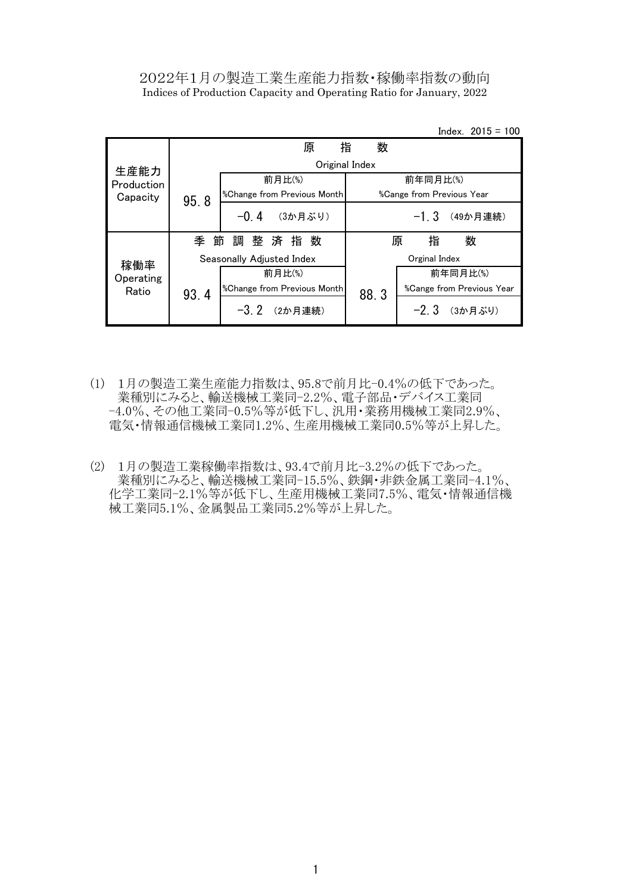# 2022年1月の製造工業生産能力指数･稼働率指数の動向

Indices of Production Capacity and Operating Ratio for January, 2022

Index. 2015 = 100

| 生産能力 Production Capacity | 原　指　数 Original Index | | |
|---|---|---|---|
| | | 前月比(%) %Change from Previous Month | 前年同月比(%) %Cange from Previous Year |
| | 95.8 | -0.4 （3か月ぶり） | -1.3 （49か月連続） |

| 稼働率 Operating Ratio | 季節調整済指数 Seasonally Adjusted Index | | 原　指　数 Orginal Index | |
|---|---|---|---|---|
| | | 前月比(%) %Change from Previous Month | | 前年同月比(%) %Cange from Previous Year |
| | 93.4 | -3.2 （2か月連続） | 88.3 | -2.3 （3か月ぶり） |

(1)　1月の製造工業生産能力指数は、95.8で前月比-0.4％の低下であった。
業種別にみると、輸送機械工業同-2.2％、電子部品･デバイス工業同-4.0％、その他工業同-0.5％等が低下し、汎用･業務用機械工業同2.9％、電気･情報通信機械工業同1.2％、生産用機械工業同0.5％等が上昇した。

(2)　1月の製造工業稼働率指数は、93.4で前月比-3.2％の低下であった。
業種別にみると、輸送機械工業同-15.5％、鉄鋼･非鉄金属工業同-4.1％、化学工業同-2.1％等が低下し、生産用機械工業同7.5％、電気･情報通信機械工業同5.1％、金属製品工業同5.2％等が上昇した。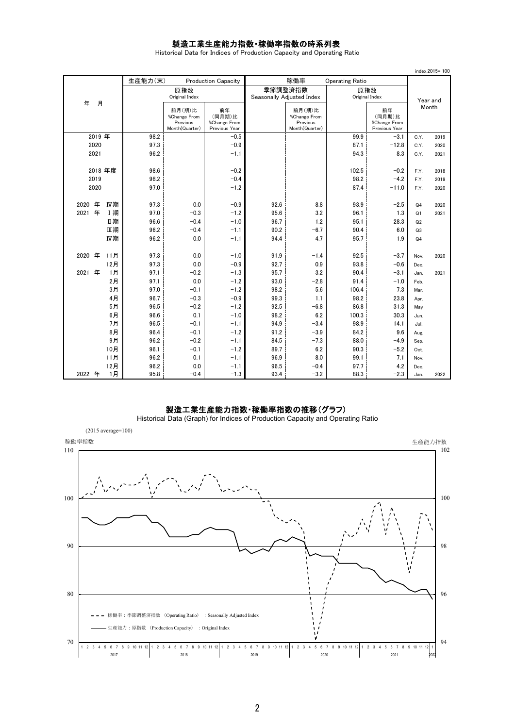# 製造工業生産能力指数・稼働率指数の時系列表

Historical Data for Indices of Production Capacity and Operating Ratio

index,2015= 100

| 年　月 | 生産能力(末) Production Capacity 原指数 Original Index | 前月(期)比 %Change From Previous Month(Quarter) | 前年(同月期)比 %Change From Previous Year | 稼働率 Operating Ratio 季節調整済指数 Seasonally Adjusted Index | 前月(期)比 %Change From Previous Month(Quarter) | 原指数 Original Index | 前年(同月期)比 %Change From Previous Year | Year and Month | |
|---|---|---|---|---|---|---|---|---|---|
| 2019 年 | 98.2 | | −0.5 | | | 99.9 | −3.1 | C.Y. | 2019 |
| 2020 | 97.3 | | −0.9 | | | 87.1 | −12.8 | C.Y. | 2020 |
| 2021 | 96.2 | | −1.1 | | | 94.3 | 8.3 | C.Y. | 2021 |
| 2018 年度 | 98.6 | | −0.2 | | | 102.5 | −0.2 | F.Y. | 2018 |
| 2019 | 98.2 | | −0.4 | | | 98.2 | −4.2 | F.Y. | 2019 |
| 2020 | 97.0 | | −1.2 | | | 87.4 | −11.0 | F.Y. | 2020 |
| 2020 年 Ⅳ期 | 97.3 | 0.0 | −0.9 | 92.6 | 8.8 | 93.9 | −2.5 | Q4 | 2020 |
| 2021 年 Ⅰ期 | 97.0 | −0.3 | −1.2 | 95.6 | 3.2 | 96.1 | 1.3 | Q1 | 2021 |
| Ⅱ期 | 96.6 | −0.4 | −1.0 | 96.7 | 1.2 | 95.1 | 28.3 | Q2 | |
| Ⅲ期 | 96.2 | −0.4 | −1.1 | 90.2 | −6.7 | 90.4 | 6.0 | Q3 | |
| Ⅳ期 | 96.2 | 0.0 | −1.1 | 94.4 | 4.7 | 95.7 | 1.9 | Q4 | |
| 2020 年 11月 | 97.3 | 0.0 | −1.0 | 91.9 | −1.4 | 92.5 | −3.7 | Nov. | 2020 |
| 12月 | 97.3 | 0.0 | −0.9 | 92.7 | 0.9 | 93.8 | −0.6 | Dec. | |
| 2021 年 1月 | 97.1 | −0.2 | −1.3 | 95.7 | 3.2 | 90.4 | −3.1 | Jan. | 2021 |
| 2月 | 97.1 | 0.0 | −1.2 | 93.0 | −2.8 | 91.4 | −1.0 | Feb. | |
| 3月 | 97.0 | −0.1 | −1.2 | 98.2 | 5.6 | 106.4 | 7.3 | Mar. | |
| 4月 | 96.7 | −0.3 | −0.9 | 99.3 | 1.1 | 98.2 | 23.8 | Apr. | |
| 5月 | 96.5 | −0.2 | −1.2 | 92.5 | −6.8 | 86.8 | 31.3 | May | |
| 6月 | 96.6 | 0.1 | −1.0 | 98.2 | 6.2 | 100.3 | 30.3 | Jun. | |
| 7月 | 96.5 | −0.1 | −1.1 | 94.9 | −3.4 | 98.9 | 14.1 | Jul. | |
| 8月 | 96.4 | −0.1 | −1.2 | 91.2 | −3.9 | 84.2 | 9.6 | Aug. | |
| 9月 | 96.2 | −0.2 | −1.1 | 84.5 | −7.3 | 88.0 | −4.9 | Sep. | |
| 10月 | 96.1 | −0.1 | −1.2 | 89.7 | 6.2 | 90.3 | −5.2 | Oct. | |
| 11月 | 96.2 | 0.1 | −1.1 | 96.9 | 8.0 | 99.1 | 7.1 | Nov. | |
| 12月 | 96.2 | 0.0 | −1.1 | 96.5 | −0.4 | 97.7 | 4.2 | Dec. | |
| 2022 年 1月 | 95.8 | −0.4 | −1.3 | 93.4 | −3.2 | 88.3 | −2.3 | Jan. | 2022 |

# 製造工業生産能力指数・稼働率指数の推移(グラフ)

Historical Data (Graph) for Indices of Production Capacity and Operating Ratio

(2015 average=100)

稼働率指数 / 生産能力指数

- - - 稼働率：季節調整済指数 (Operating Ratio) : Seasonally Adjusted Index

——— 生産能力：原指数 (Production Capacity) : Original Index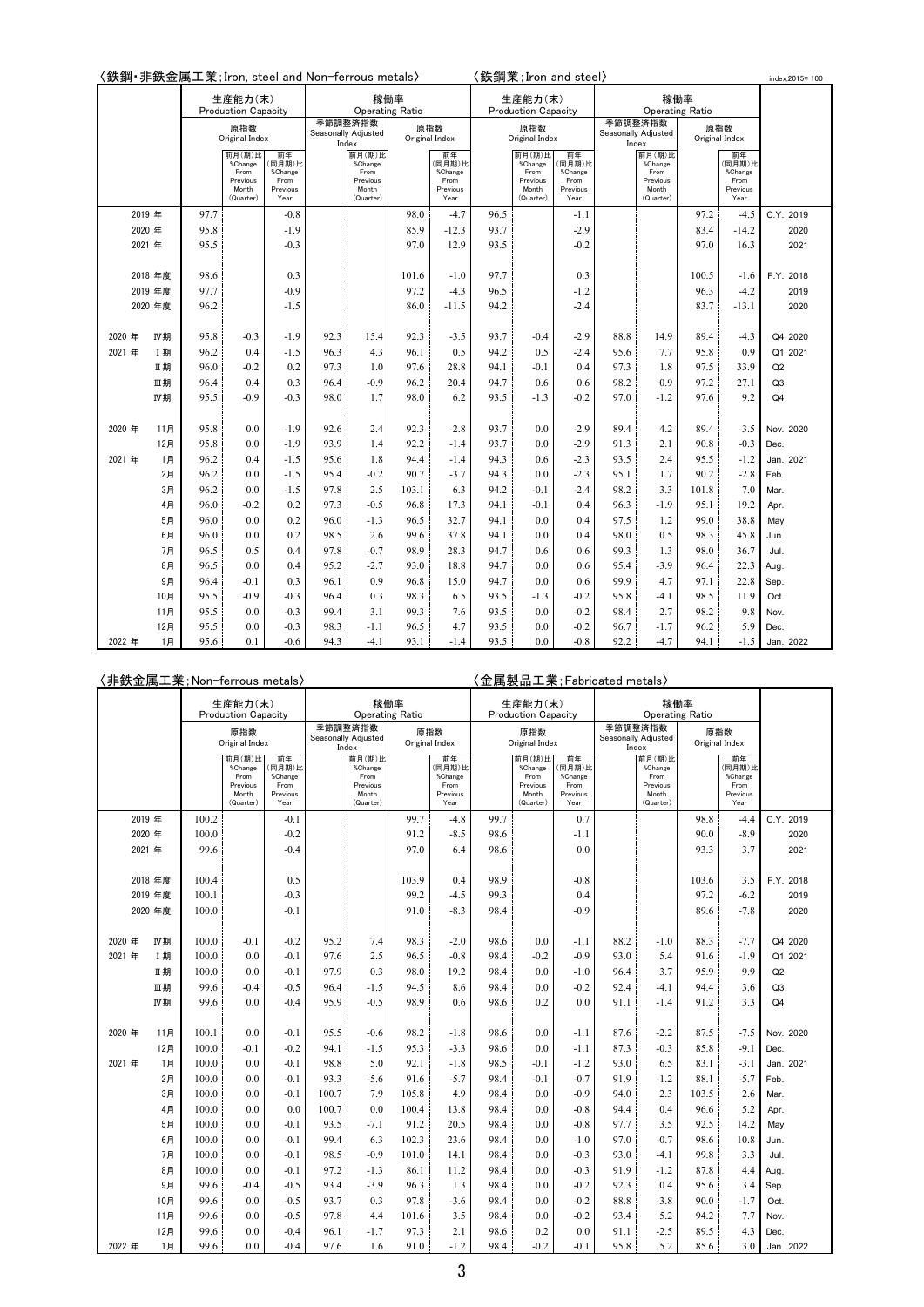〈鉄鋼・非鉄金属工業;Iron, steel and Non-ferrous metals〉　〈鉄鋼業;Iron and steel〉　index,2015= 100

| | 生産能力(末) Production Capacity 原指数 Original Index | 前月(期)比 %Change From Previous Month (Quarter) | 前年(同月期)比 %Change From Previous Year | 稼働率 Operating Ratio 季節調整済指数 Seasonally Adjusted Index | 前月(期)比 %Change From Previous Month (Quarter) | 原指数 Original Index | 前年(同月期)比 %Change From Previous Year | 生産能力(末) Production Capacity 原指数 Original Index | 前月(期)比 %Change From Previous Month (Quarter) | 前年(同月期)比 %Change From Previous Year | 稼働率 Operating Ratio 季節調整済指数 Seasonally Adjusted Index | 前月(期)比 %Change From Previous Month (Quarter) | 原指数 Original Index | 前年(同月期)比 %Change From Previous Year | |
|---|---|---|---|---|---|---|---|---|---|---|---|---|---|---|---|
| 2019 年 | 97.7 | | -0.8 | | | 98.0 | -4.7 | 96.5 | | -1.1 | | | 97.2 | -4.5 | C.Y. 2019 |
| 2020 年 | 95.8 | | -1.9 | | | 85.9 | -12.3 | 93.7 | | -2.9 | | | 83.4 | -14.2 | 2020 |
| 2021 年 | 95.5 | | -0.3 | | | 97.0 | 12.9 | 93.5 | | -0.2 | | | 97.0 | 16.3 | 2021 |
| 2018 年度 | 98.6 | | 0.3 | | | 101.6 | -1.0 | 97.7 | | 0.3 | | | 100.5 | -1.6 | F.Y. 2018 |
| 2019 年度 | 97.7 | | -0.9 | | | 97.2 | -4.3 | 96.5 | | -1.2 | | | 96.3 | -4.2 | 2019 |
| 2020 年度 | 96.2 | | -1.5 | | | 86.0 | -11.5 | 94.2 | | -2.4 | | | 83.7 | -13.1 | 2020 |
| 2020 年 Ⅳ期 | 95.8 | -0.3 | -1.9 | 92.3 | 15.4 | 92.3 | -3.5 | 93.7 | -0.4 | -2.9 | 88.8 | 14.9 | 89.4 | -4.3 | Q4 2020 |
| 2021 年 Ⅰ期 | 96.2 | 0.4 | -1.5 | 96.3 | 4.3 | 96.1 | 0.5 | 94.2 | 0.5 | -2.4 | 95.6 | 7.7 | 95.8 | 0.9 | Q1 2021 |
| Ⅱ期 | 96.0 | -0.2 | 0.2 | 97.3 | 1.0 | 97.6 | 28.8 | 94.1 | -0.1 | 0.4 | 97.3 | 1.8 | 97.5 | 33.9 | Q2 |
| Ⅲ期 | 96.4 | 0.4 | 0.3 | 96.4 | -0.9 | 96.2 | 20.4 | 94.7 | 0.6 | 0.6 | 98.2 | 0.9 | 97.2 | 27.1 | Q3 |
| Ⅳ期 | 95.5 | -0.9 | -0.3 | 98.0 | 1.7 | 98.0 | 6.2 | 93.5 | -1.3 | -0.2 | 97.0 | -1.2 | 97.6 | 9.2 | Q4 |
| 2020 年 11月 | 95.8 | 0.0 | -1.9 | 92.6 | 2.4 | 92.3 | -2.8 | 93.7 | 0.0 | -2.9 | 89.4 | 4.2 | 89.4 | -3.5 | Nov. 2020 |
| 12月 | 95.8 | 0.0 | -1.9 | 93.9 | 1.4 | 92.2 | -1.4 | 93.7 | 0.0 | -2.9 | 91.3 | 2.1 | 90.8 | -0.3 | Dec. |
| 2021 年 1月 | 96.2 | 0.4 | -1.5 | 95.6 | 1.8 | 94.4 | -1.4 | 94.3 | 0.6 | -2.3 | 93.5 | 2.4 | 95.5 | -1.2 | Jan. 2021 |
| 2月 | 96.2 | 0.0 | -1.5 | 95.4 | -0.2 | 90.7 | -3.7 | 94.3 | 0.0 | -2.3 | 95.1 | 1.7 | 90.2 | -2.8 | Feb. |
| 3月 | 96.2 | 0.0 | -1.5 | 97.8 | 2.5 | 103.1 | 6.3 | 94.2 | -0.1 | -2.4 | 98.2 | 3.3 | 101.8 | 7.0 | Mar. |
| 4月 | 96.0 | -0.2 | 0.2 | 97.3 | -0.5 | 96.8 | 17.3 | 94.1 | -0.1 | 0.4 | 96.3 | -1.9 | 95.1 | 19.2 | Apr. |
| 5月 | 96.0 | 0.0 | 0.2 | 96.0 | -1.3 | 96.5 | 32.7 | 94.1 | 0.0 | 0.4 | 97.5 | 1.2 | 99.0 | 38.8 | May |
| 6月 | 96.0 | 0.0 | 0.2 | 98.5 | 2.6 | 99.6 | 37.8 | 94.1 | 0.0 | 0.4 | 98.0 | 0.5 | 98.3 | 45.8 | Jun. |
| 7月 | 96.5 | 0.5 | 0.4 | 97.8 | -0.7 | 98.9 | 28.3 | 94.7 | 0.6 | 0.6 | 99.3 | 1.3 | 98.0 | 36.7 | Jul. |
| 8月 | 96.5 | 0.0 | 0.4 | 95.2 | -2.7 | 93.0 | 18.8 | 94.7 | 0.0 | 0.6 | 95.4 | -3.9 | 96.4 | 22.3 | Aug. |
| 9月 | 96.4 | -0.1 | 0.3 | 96.1 | 0.9 | 96.8 | 15.0 | 94.7 | 0.0 | 0.6 | 99.9 | 4.7 | 97.1 | 22.8 | Sep. |
| 10月 | 95.5 | -0.9 | -0.3 | 96.4 | 0.3 | 98.3 | 6.5 | 93.5 | -1.3 | -0.2 | 95.8 | -4.1 | 98.5 | 11.9 | Oct. |
| 11月 | 95.5 | 0.0 | -0.3 | 99.4 | 3.1 | 99.3 | 7.6 | 93.5 | 0.0 | -0.2 | 98.4 | 2.7 | 98.2 | 9.8 | Nov. |
| 12月 | 95.5 | 0.0 | -0.3 | 98.3 | -1.1 | 96.5 | 4.7 | 93.5 | 0.0 | -0.2 | 96.7 | -1.7 | 96.2 | 5.9 | Dec. |
| 2022 年 1月 | 95.6 | 0.1 | -0.6 | 94.3 | -4.1 | 93.1 | -1.4 | 93.5 | 0.0 | -0.8 | 92.2 | -4.7 | 94.1 | -1.5 | Jan. 2022 |

〈非鉄金属工業;Non-ferrous metals〉　〈金属製品工業;Fabricated metals〉

| | 生産能力(末) Production Capacity 原指数 Original Index | 前月(期)比 %Change From Previous Month (Quarter) | 前年(同月期)比 %Change From Previous Year | 稼働率 Operating Ratio 季節調整済指数 Seasonally Adjusted Index | 前月(期)比 %Change From Previous Month (Quarter) | 原指数 Original Index | 前年(同月期)比 %Change From Previous Year | 生産能力(末) Production Capacity 原指数 Original Index | 前月(期)比 %Change From Previous Month (Quarter) | 前年(同月期)比 %Change From Previous Year | 稼働率 Operating Ratio 季節調整済指数 Seasonally Adjusted Index | 前月(期)比 %Change From Previous Month (Quarter) | 原指数 Original Index | 前年(同月期)比 %Change From Previous Year | |
|---|---|---|---|---|---|---|---|---|---|---|---|---|---|---|---|
| 2019 年 | 100.2 | | -0.1 | | | 99.7 | -4.8 | 99.7 | | 0.7 | | | 98.8 | -4.4 | C.Y. 2019 |
| 2020 年 | 100.0 | | -0.2 | | | 91.2 | -8.5 | 98.6 | | -1.1 | | | 90.0 | -8.9 | 2020 |
| 2021 年 | 99.6 | | -0.4 | | | 97.0 | 6.4 | 98.6 | | 0.0 | | | 93.3 | 3.7 | 2021 |
| 2018 年度 | 100.4 | | 0.5 | | | 103.9 | 0.4 | 98.9 | | -0.8 | | | 103.6 | 3.5 | F.Y. 2018 |
| 2019 年度 | 100.1 | | -0.3 | | | 99.2 | -4.5 | 99.3 | | 0.4 | | | 97.2 | -6.2 | 2019 |
| 2020 年度 | 100.0 | | -0.1 | | | 91.0 | -8.3 | 98.4 | | -0.9 | | | 89.6 | -7.8 | 2020 |
| 2020 年 Ⅳ期 | 100.0 | -0.1 | -0.2 | 95.2 | 7.4 | 98.3 | -2.0 | 98.6 | 0.0 | -1.1 | 88.2 | -1.0 | 88.3 | -7.7 | Q4 2020 |
| 2021 年 Ⅰ期 | 100.0 | 0.0 | -0.1 | 97.6 | 2.5 | 96.5 | -0.8 | 98.4 | -0.2 | -0.9 | 93.0 | 5.4 | 91.6 | -1.9 | Q1 2021 |
| Ⅱ期 | 100.0 | 0.0 | -0.1 | 97.9 | 0.3 | 98.0 | 19.2 | 98.4 | 0.0 | -1.0 | 96.4 | 3.7 | 95.9 | 9.9 | Q2 |
| Ⅲ期 | 99.6 | -0.4 | -0.5 | 96.4 | -1.5 | 94.5 | 8.6 | 98.4 | 0.0 | -0.2 | 92.4 | -4.1 | 94.4 | 3.6 | Q3 |
| Ⅳ期 | 99.6 | 0.0 | -0.4 | 95.9 | -0.5 | 98.9 | 0.6 | 98.6 | 0.2 | 0.0 | 91.1 | -1.4 | 91.2 | 3.3 | Q4 |
| 2020 年 11月 | 100.1 | 0.0 | -0.1 | 95.5 | -0.6 | 98.2 | -1.8 | 98.6 | 0.0 | -1.1 | 87.6 | -2.2 | 87.5 | -7.5 | Nov. 2020 |
| 12月 | 100.0 | -0.1 | -0.2 | 94.1 | -1.5 | 95.3 | -3.3 | 98.6 | 0.0 | -1.1 | 87.3 | -0.3 | 85.8 | -9.1 | Dec. |
| 2021 年 1月 | 100.0 | 0.0 | -0.1 | 98.8 | 5.0 | 92.1 | -1.8 | 98.5 | -0.1 | -1.2 | 93.0 | 6.5 | 83.1 | -3.1 | Jan. 2021 |
| 2月 | 100.0 | 0.0 | -0.1 | 93.3 | -5.6 | 91.6 | -5.7 | 98.4 | -0.1 | -0.7 | 91.9 | -1.2 | 88.1 | -5.7 | Feb. |
| 3月 | 100.0 | 0.0 | -0.1 | 100.7 | 7.9 | 105.8 | 4.9 | 98.4 | 0.0 | -0.9 | 94.0 | 2.3 | 103.5 | 2.6 | Mar. |
| 4月 | 100.0 | 0.0 | 0.0 | 100.7 | 0.0 | 100.4 | 13.8 | 98.4 | 0.0 | -0.8 | 94.4 | 0.4 | 96.6 | 5.2 | Apr. |
| 5月 | 100.0 | 0.0 | -0.1 | 93.5 | -7.1 | 91.2 | 20.5 | 98.4 | 0.0 | -0.8 | 97.7 | 3.5 | 92.5 | 14.2 | May |
| 6月 | 100.0 | 0.0 | -0.1 | 99.4 | 6.3 | 102.3 | 23.6 | 98.4 | 0.0 | -1.0 | 97.0 | -0.7 | 98.6 | 10.8 | Jun. |
| 7月 | 100.0 | 0.0 | -0.1 | 98.5 | -0.9 | 101.0 | 14.1 | 98.4 | 0.0 | -0.3 | 93.0 | -4.1 | 99.8 | 3.3 | Jul. |
| 8月 | 100.0 | 0.0 | -0.1 | 97.2 | -1.3 | 86.1 | 11.2 | 98.4 | 0.0 | -0.3 | 91.9 | -1.2 | 87.8 | 4.4 | Aug. |
| 9月 | 99.6 | -0.4 | -0.5 | 93.4 | -3.9 | 96.3 | 1.3 | 98.4 | 0.0 | -0.2 | 92.3 | 0.4 | 95.6 | 3.4 | Sep. |
| 10月 | 99.6 | 0.0 | -0.5 | 93.7 | 0.3 | 97.8 | -3.6 | 98.4 | 0.0 | -0.2 | 88.8 | -3.8 | 90.0 | -1.7 | Oct. |
| 11月 | 99.6 | 0.0 | -0.5 | 97.8 | 4.4 | 101.6 | 3.5 | 98.4 | 0.0 | -0.2 | 93.4 | 5.2 | 94.2 | 7.7 | Nov. |
| 12月 | 99.6 | 0.0 | -0.4 | 96.1 | -1.7 | 97.3 | 2.1 | 98.6 | 0.2 | 0.0 | 91.1 | -2.5 | 89.5 | 4.3 | Dec. |
| 2022 年 1月 | 99.6 | 0.0 | -0.4 | 97.6 | 1.6 | 91.0 | -1.2 | 98.4 | -0.2 | -0.1 | 95.8 | 5.2 | 85.6 | 3.0 | Jan. 2022 |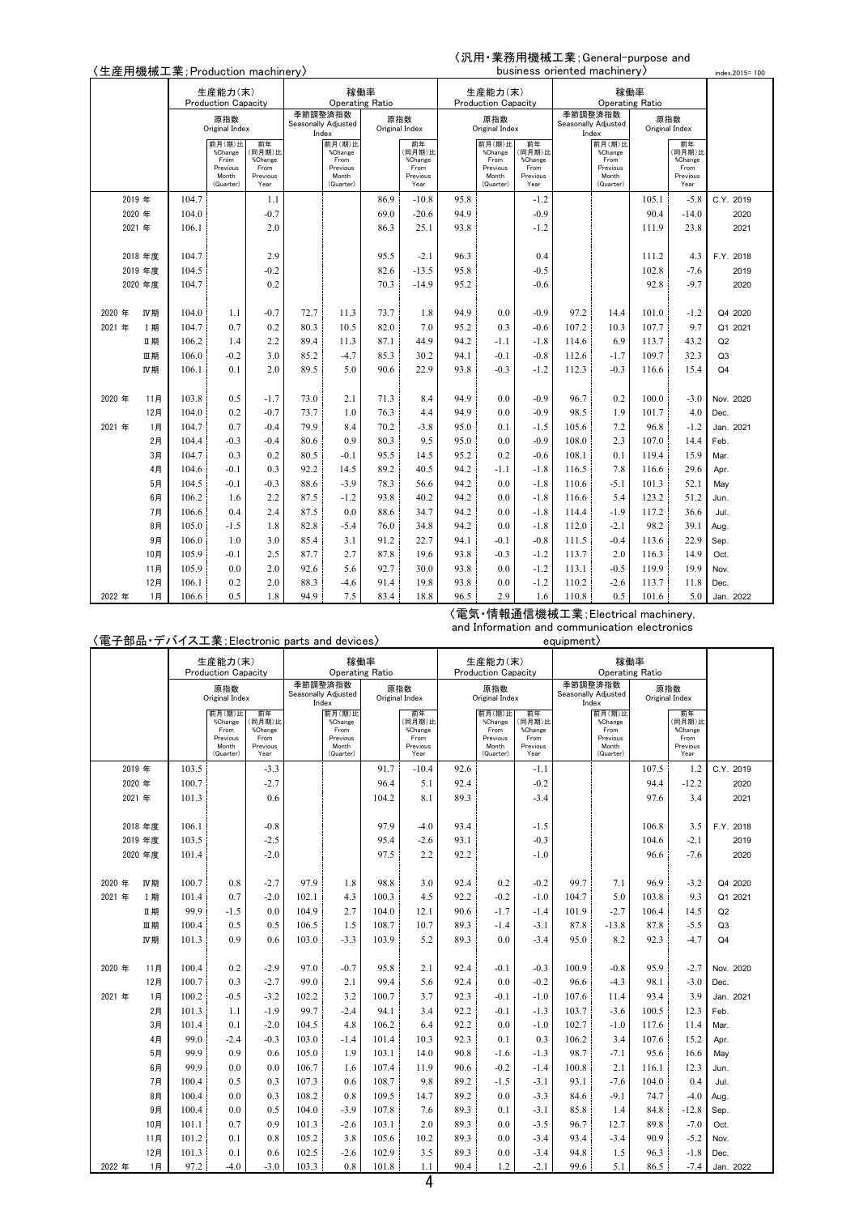index,2015=100

〈生産用機械工業;Production machinery〉

| | 生産能力(末) Production Capacity 原指数 Original Index | 前月(期)比 %Change From Previous Month (Quarter) | 前年(同月期)比 %Change From Previous Year | 稼働率 Operating Ratio 季節調整済指数 Seasonally Adjusted Index | 前月(期)比 %Change From Previous Month (Quarter) | 原指数 Original Index | 前年(同月期)比 %Change From Previous Year | |
|---|---|---|---|---|---|---|---|---|
| 2019 年 | 104.7 | | 1.1 | | | 86.9 | -10.8 | C.Y. 2019 |
| 2020 年 | 104.0 | | -0.7 | | | 69.0 | -20.6 | 2020 |
| 2021 年 | 106.1 | | 2.0 | | | 86.3 | 25.1 | 2021 |
| 2018 年度 | 104.7 | | 2.9 | | | 95.5 | -2.1 | F.Y. 2018 |
| 2019 年度 | 104.5 | | -0.2 | | | 82.6 | -13.5 | 2019 |
| 2020 年度 | 104.7 | | 0.2 | | | 70.3 | -14.9 | 2020 |
| 2020 年 Ⅳ期 | 104.0 | 1.1 | -0.7 | 72.7 | 11.3 | 73.7 | 1.8 | Q4 2020 |
| 2021 年 Ⅰ期 | 104.7 | 0.7 | 0.2 | 80.3 | 10.5 | 82.0 | 7.0 | Q1 2021 |
| Ⅱ期 | 106.2 | 1.4 | 2.2 | 89.4 | 11.3 | 87.1 | 44.9 | Q2 |
| Ⅲ期 | 106.0 | -0.2 | 3.0 | 85.2 | -4.7 | 85.3 | 30.2 | Q3 |
| Ⅳ期 | 106.1 | 0.1 | 2.0 | 89.5 | 5.0 | 90.6 | 22.9 | Q4 |
| 2020 年 11月 | 103.8 | 0.5 | -1.7 | 73.0 | 2.1 | 71.3 | 8.4 | Nov. 2020 |
| 12月 | 104.0 | 0.2 | -0.7 | 73.7 | 1.0 | 76.3 | 4.4 | Dec. |
| 2021 年 1月 | 104.7 | 0.7 | -0.4 | 79.9 | 8.4 | 70.2 | -3.8 | Jan. 2021 |
| 2月 | 104.4 | -0.3 | -0.4 | 80.6 | 0.9 | 80.3 | 9.5 | Feb. |
| 3月 | 104.7 | 0.3 | 0.2 | 80.5 | -0.1 | 95.5 | 14.5 | Mar. |
| 4月 | 104.6 | -0.1 | 0.3 | 92.2 | 14.5 | 89.2 | 40.5 | Apr. |
| 5月 | 104.5 | -0.1 | -0.3 | 88.6 | -3.9 | 78.3 | 56.6 | May |
| 6月 | 106.2 | 1.6 | 2.2 | 87.5 | -1.2 | 93.8 | 40.2 | Jun. |
| 7月 | 106.6 | 0.4 | 2.4 | 87.5 | 0.0 | 88.6 | 34.7 | Jul. |
| 8月 | 105.0 | -1.5 | 1.8 | 82.8 | -5.4 | 76.0 | 34.8 | Aug. |
| 9月 | 106.0 | 1.0 | 3.0 | 85.4 | 3.1 | 91.2 | 22.7 | Sep. |
| 10月 | 105.9 | -0.1 | 2.5 | 87.7 | 2.7 | 87.8 | 19.6 | Oct. |
| 11月 | 105.9 | 0.0 | 2.0 | 92.6 | 5.6 | 92.7 | 30.0 | Nov. |
| 12月 | 106.1 | 0.2 | 2.0 | 88.3 | -4.6 | 91.4 | 19.8 | Dec. |
| 2022 年 1月 | 106.6 | 0.5 | 1.8 | 94.9 | 7.5 | 83.4 | 18.8 | Jan. 2022 |

〈汎用・業務用機械工業;General-purpose and business oriented machinery〉

| | 生産能力(末) Production Capacity 原指数 Original Index | 前月(期)比 %Change From Previous Month (Quarter) | 前年(同月期)比 %Change From Previous Year | 稼働率 Operating Ratio 季節調整済指数 Seasonally Adjusted Index | 前月(期)比 %Change From Previous Month (Quarter) | 原指数 Original Index | 前年(同月期)比 %Change From Previous Year | |
|---|---|---|---|---|---|---|---|---|
| 2019 年 | 95.8 | | -1.2 | | | 105.1 | -5.8 | C.Y. 2019 |
| 2020 年 | 94.9 | | -0.9 | | | 90.4 | -14.0 | 2020 |
| 2021 年 | 93.8 | | -1.2 | | | 111.9 | 23.8 | 2021 |
| 2018 年度 | 96.3 | | 0.4 | | | 111.2 | 4.3 | F.Y. 2018 |
| 2019 年度 | 95.8 | | -0.5 | | | 102.8 | -7.6 | 2019 |
| 2020 年度 | 95.2 | | -0.6 | | | 92.8 | -9.7 | 2020 |
| 2020 年 Ⅳ期 | 94.9 | 0.0 | -0.9 | 97.2 | 14.4 | 101.0 | -1.2 | Q4 2020 |
| 2021 年 Ⅰ期 | 95.2 | 0.3 | -0.6 | 107.2 | 10.3 | 107.7 | 9.7 | Q1 2021 |
| Ⅱ期 | 94.2 | -1.1 | -1.8 | 114.6 | 6.9 | 113.7 | 43.2 | Q2 |
| Ⅲ期 | 94.1 | -0.1 | -0.8 | 112.6 | -1.7 | 109.7 | 32.3 | Q3 |
| Ⅳ期 | 93.8 | -0.3 | -1.2 | 112.3 | -0.3 | 116.6 | 15.4 | Q4 |
| 2020 年 11月 | 94.9 | 0.0 | -0.9 | 96.7 | 0.2 | 100.0 | -3.0 | Nov. 2020 |
| 12月 | 94.9 | 0.0 | -0.9 | 98.5 | 1.9 | 101.7 | 4.0 | Dec. |
| 2021 年 1月 | 95.0 | 0.1 | -1.5 | 105.6 | 7.2 | 96.8 | -1.2 | Jan. 2021 |
| 2月 | 95.0 | 0.0 | -0.9 | 108.0 | 2.3 | 107.0 | 14.4 | Feb. |
| 3月 | 95.2 | 0.2 | -0.6 | 108.1 | 0.1 | 119.4 | 15.9 | Mar. |
| 4月 | 94.2 | -1.1 | -1.8 | 116.5 | 7.8 | 116.6 | 29.6 | Apr. |
| 5月 | 94.2 | 0.0 | -1.8 | 110.6 | -5.1 | 101.3 | 52.1 | May |
| 6月 | 94.2 | 0.0 | -1.8 | 116.6 | 5.4 | 123.2 | 51.2 | Jun. |
| 7月 | 94.2 | 0.0 | -1.8 | 114.4 | -1.9 | 117.2 | 36.6 | Jul. |
| 8月 | 94.2 | 0.0 | -1.8 | 112.0 | -2.1 | 98.2 | 39.1 | Aug. |
| 9月 | 94.1 | -0.1 | -0.8 | 111.5 | -0.4 | 113.6 | 22.9 | Sep. |
| 10月 | 93.8 | -0.3 | -1.2 | 113.7 | 2.0 | 116.3 | 14.9 | Oct. |
| 11月 | 93.8 | 0.0 | -1.2 | 113.1 | -0.5 | 119.9 | 19.9 | Nov. |
| 12月 | 93.8 | 0.0 | -1.2 | 110.2 | -2.6 | 113.7 | 11.8 | Dec. |
| 2022 年 1月 | 96.5 | 2.9 | 1.6 | 110.8 | 0.5 | 101.6 | 5.0 | Jan. 2022 |

〈電子部品・デバイス工業;Electronic parts and devices〉

| | 生産能力(末) Production Capacity 原指数 Original Index | 前月(期)比 %Change From Previous Month (Quarter) | 前年(同月期)比 %Change From Previous Year | 稼働率 Operating Ratio 季節調整済指数 Seasonally Adjusted Index | 前月(期)比 %Change From Previous Month (Quarter) | 原指数 Original Index | 前年(同月期)比 %Change From Previous Year | |
|---|---|---|---|---|---|---|---|---|
| 2019 年 | 103.5 | | -3.3 | | | 91.7 | -10.4 | C.Y. 2019 |
| 2020 年 | 100.7 | | -2.7 | | | 96.4 | 5.1 | 2020 |
| 2021 年 | 101.3 | | 0.6 | | | 104.2 | 8.1 | 2021 |
| 2018 年度 | 106.1 | | -0.8 | | | 97.9 | -4.0 | F.Y. 2018 |
| 2019 年度 | 103.5 | | -2.5 | | | 95.4 | -2.6 | 2019 |
| 2020 年度 | 101.4 | | -2.0 | | | 97.5 | 2.2 | 2020 |
| 2020 年 Ⅳ期 | 100.7 | 0.8 | -2.7 | 97.9 | 1.8 | 98.8 | 3.0 | Q4 2020 |
| 2021 年 Ⅰ期 | 101.4 | 0.7 | -2.0 | 102.1 | 4.3 | 100.3 | 4.5 | Q1 2021 |
| Ⅱ期 | 99.9 | -1.5 | 0.0 | 104.9 | 2.7 | 104.0 | 12.1 | Q2 |
| Ⅲ期 | 100.4 | 0.5 | 0.5 | 106.5 | 1.5 | 108.7 | 10.7 | Q3 |
| Ⅳ期 | 101.3 | 0.9 | 0.6 | 103.0 | -3.3 | 103.9 | 5.2 | Q4 |
| 2020 年 11月 | 100.4 | 0.2 | -2.9 | 97.0 | -0.7 | 95.8 | 2.1 | Nov. 2020 |
| 12月 | 100.7 | 0.3 | -2.7 | 99.0 | 2.1 | 99.4 | 5.6 | Dec. |
| 2021 年 1月 | 100.2 | -0.5 | -3.2 | 102.2 | 3.2 | 100.7 | 3.7 | Jan. 2021 |
| 2月 | 101.3 | 1.1 | -1.9 | 99.7 | -2.4 | 94.1 | 3.4 | Feb. |
| 3月 | 101.4 | 0.1 | -2.0 | 104.5 | 4.8 | 106.2 | 6.4 | Mar. |
| 4月 | 99.0 | -2.4 | -0.3 | 103.0 | -1.4 | 101.4 | 10.3 | Apr. |
| 5月 | 99.9 | 0.9 | 0.6 | 105.0 | 1.9 | 103.1 | 14.0 | May |
| 6月 | 99.9 | 0.0 | 0.0 | 106.7 | 1.6 | 107.4 | 11.9 | Jun. |
| 7月 | 100.4 | 0.5 | 0.3 | 107.3 | 0.6 | 108.7 | 9.8 | Jul. |
| 8月 | 100.4 | 0.0 | 0.3 | 108.2 | 0.8 | 109.5 | 14.7 | Aug. |
| 9月 | 100.4 | 0.0 | 0.5 | 104.0 | -3.9 | 107.8 | 7.6 | Sep. |
| 10月 | 101.1 | 0.7 | 0.9 | 101.3 | -2.6 | 103.1 | 2.0 | Oct. |
| 11月 | 101.2 | 0.1 | 0.8 | 105.2 | 3.8 | 105.6 | 10.2 | Nov. |
| 12月 | 101.3 | 0.1 | 0.6 | 102.5 | -2.6 | 102.9 | 3.5 | Dec. |
| 2022 年 1月 | 97.2 | -4.0 | -3.0 | 103.3 | 0.8 | 101.8 | 1.1 | Jan. 2022 |

〈電気・情報通信機械工業;Electrical machinery, and Information and communication electronics equipment〉

| | 生産能力(末) Production Capacity 原指数 Original Index | 前月(期)比 %Change From Previous Month (Quarter) | 前年(同月期)比 %Change From Previous Year | 稼働率 Operating Ratio 季節調整済指数 Seasonally Adjusted Index | 前月(期)比 %Change From Previous Month (Quarter) | 原指数 Original Index | 前年(同月期)比 %Change From Previous Year | |
|---|---|---|---|---|---|---|---|---|
| 2019 年 | 92.6 | | -1.1 | | | 107.5 | 1.2 | C.Y. 2019 |
| 2020 年 | 92.4 | | -0.2 | | | 94.4 | -12.2 | 2020 |
| 2021 年 | 89.3 | | -3.4 | | | 97.6 | 3.4 | 2021 |
| 2018 年度 | 93.4 | | -1.5 | | | 106.8 | 3.5 | F.Y. 2018 |
| 2019 年度 | 93.1 | | -0.3 | | | 104.6 | -2.1 | 2019 |
| 2020 年度 | 92.2 | | -1.0 | | | 96.6 | -7.6 | 2020 |
| 2020 年 Ⅳ期 | 92.4 | 0.2 | -0.2 | 99.7 | 7.1 | 96.9 | -3.2 | Q4 2020 |
| 2021 年 Ⅰ期 | 92.2 | -0.2 | -1.0 | 104.7 | 5.0 | 103.8 | 9.3 | Q1 2021 |
| Ⅱ期 | 90.6 | -1.7 | -1.4 | 101.9 | -2.7 | 106.4 | 14.5 | Q2 |
| Ⅲ期 | 89.3 | -1.4 | -3.1 | 87.8 | -13.8 | 87.8 | -5.5 | Q3 |
| Ⅳ期 | 89.3 | 0.0 | -3.4 | 95.0 | 8.2 | 92.3 | -4.7 | Q4 |
| 2020 年 11月 | 92.4 | -0.1 | -0.3 | 100.9 | -0.8 | 95.9 | -2.7 | Nov. 2020 |
| 12月 | 92.4 | 0.0 | -0.2 | 96.6 | -4.3 | 98.1 | -3.0 | Dec. |
| 2021 年 1月 | 92.3 | -0.1 | -1.0 | 107.6 | 11.4 | 93.4 | 3.9 | Jan. 2021 |
| 2月 | 92.2 | -0.1 | -1.3 | 103.7 | -3.6 | 100.5 | 12.3 | Feb. |
| 3月 | 92.2 | 0.0 | -1.0 | 102.7 | -1.0 | 117.6 | 11.4 | Mar. |
| 4月 | 92.3 | 0.1 | 0.3 | 106.2 | 3.4 | 107.6 | 15.2 | Apr. |
| 5月 | 90.8 | -1.6 | -1.3 | 98.7 | -7.1 | 95.6 | 16.6 | May |
| 6月 | 90.6 | -0.2 | -1.4 | 100.8 | 2.1 | 116.1 | 12.3 | Jun. |
| 7月 | 89.2 | -1.5 | -3.1 | 93.1 | -7.6 | 100.4 | 0.4 | Jul. |
| 8月 | 89.2 | 0.0 | -3.3 | 84.6 | -9.1 | 74.7 | -4.0 | Aug. |
| 9月 | 89.3 | 0.1 | -3.1 | 85.8 | 1.4 | 84.8 | -12.8 | Sep. |
| 10月 | 89.3 | 0.0 | -3.5 | 96.7 | 12.7 | 89.8 | -7.0 | Oct. |
| 11月 | 89.3 | 0.0 | -3.4 | 93.4 | -3.4 | 90.9 | -5.2 | Nov. |
| 12月 | 89.3 | 0.0 | -3.4 | 94.8 | 1.5 | 96.3 | -1.8 | Dec. |
| 2022 年 1月 | 90.4 | 1.2 | -2.1 | 99.6 | 5.1 | 86.5 | -7.4 | Jan. 2022 |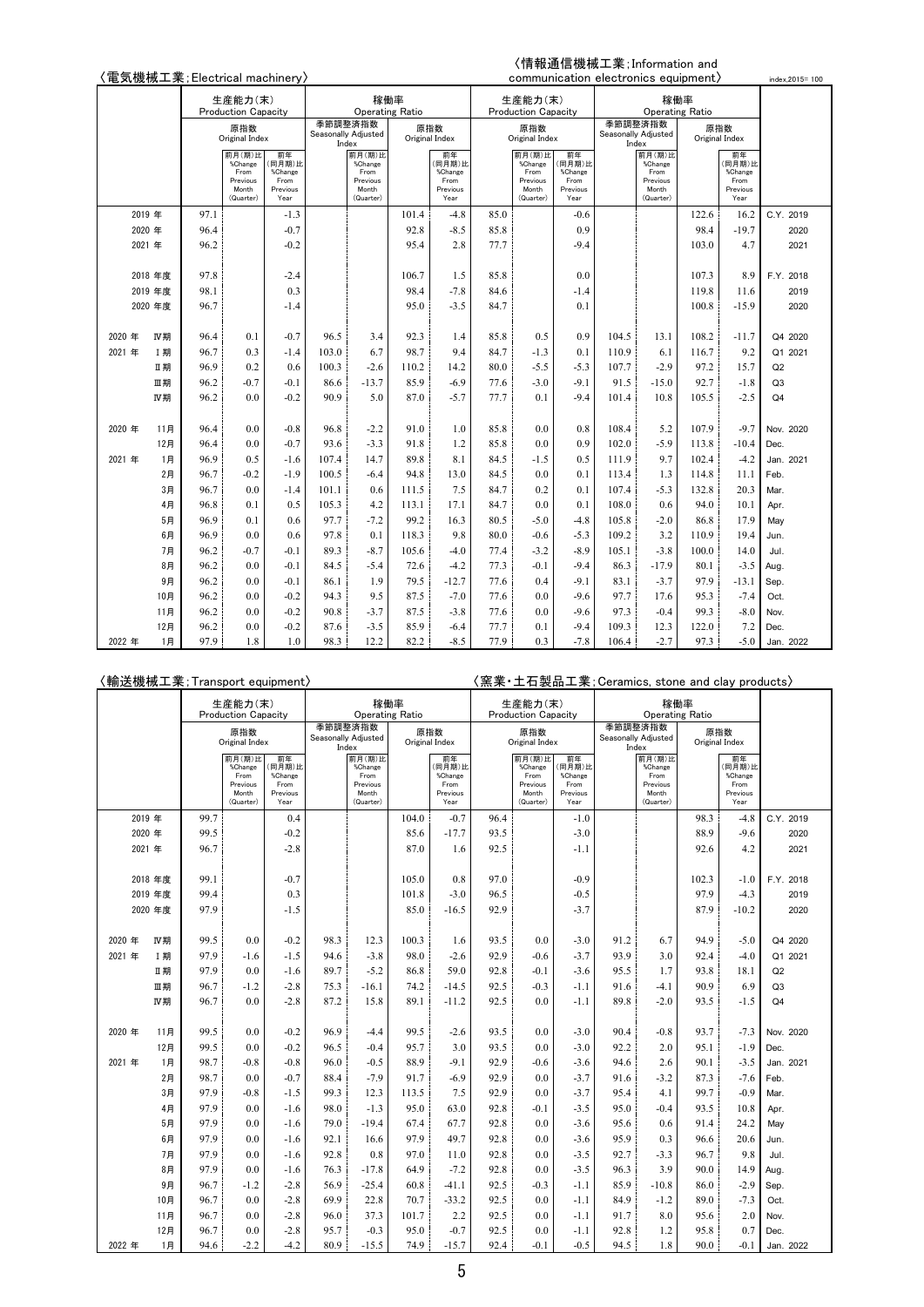index,2015= 100

## 〈電気機械工業；Electrical machinery〉 / 〈情報通信機械工業；Information and communication electronics equipment〉

| | | 電気機械 生産能力(末) Production Capacity 原指数 Original Index | 前月(期)比 %Change From Previous Month (Quarter) | 前年(同月期)比 %Change From Previous Year | 稼働率 Operating Ratio 季節調整済指数 Seasonally Adjusted Index | 前月(期)比 %Change From Previous Month (Quarter) | 原指数 Original Index | 前年(同月期)比 %Change From Previous Year | 情報通信 生産能力(末) Production Capacity 原指数 Original Index | 前月(期)比 %Change From Previous Month (Quarter) | 前年(同月期)比 %Change From Previous Year | 稼働率 Operating Ratio 季節調整済指数 Seasonally Adjusted Index | 前月(期)比 %Change From Previous Month (Quarter) | 原指数 Original Index | 前年(同月期)比 %Change From Previous Year | |
|---|---|---|---|---|---|---|---|---|---|---|---|---|---|---|---|---|
| 2019 年 | | 97.1 | | -1.3 | | | 101.4 | -4.8 | 85.0 | | -0.6 | | | 122.6 | 16.2 | C.Y. 2019 |
| 2020 年 | | 96.4 | | -0.7 | | | 92.8 | -8.5 | 85.8 | | 0.9 | | | 98.4 | -19.7 | 2020 |
| 2021 年 | | 96.2 | | -0.2 | | | 95.4 | 2.8 | 77.7 | | -9.4 | | | 103.0 | 4.7 | 2021 |
| 2018 年度 | | 97.8 | | -2.4 | | | 106.7 | 1.5 | 85.8 | | 0.0 | | | 107.3 | 8.9 | F.Y. 2018 |
| 2019 年度 | | 98.1 | | 0.3 | | | 98.4 | -7.8 | 84.6 | | -1.4 | | | 119.8 | 11.6 | 2019 |
| 2020 年度 | | 96.7 | | -1.4 | | | 95.0 | -3.5 | 84.7 | | 0.1 | | | 100.8 | -15.9 | 2020 |
| 2020 年 | Ⅳ期 | 96.4 | 0.1 | -0.7 | 96.5 | 3.4 | 92.3 | 1.4 | 85.8 | 0.5 | 0.9 | 104.5 | 13.1 | 108.2 | -11.7 | Q4 2020 |
| 2021 年 | Ⅰ期 | 96.7 | 0.3 | -1.4 | 103.0 | 6.7 | 98.7 | 9.4 | 84.7 | -1.3 | 0.1 | 110.9 | 6.1 | 116.7 | 9.2 | Q1 2021 |
| | Ⅱ期 | 96.9 | 0.2 | 0.6 | 100.3 | -2.6 | 110.2 | 14.2 | 80.0 | -5.5 | -5.3 | 107.7 | -2.9 | 97.2 | 15.7 | Q2 |
| | Ⅲ期 | 96.2 | -0.7 | -0.1 | 86.6 | -13.7 | 85.9 | -6.9 | 77.6 | -3.0 | -9.1 | 91.5 | -15.0 | 92.7 | -1.8 | Q3 |
| | Ⅳ期 | 96.2 | 0.0 | -0.2 | 90.9 | 5.0 | 87.0 | -5.7 | 77.7 | 0.1 | -9.4 | 101.4 | 10.8 | 105.5 | -2.5 | Q4 |
| 2020 年 | 11月 | 96.4 | 0.0 | -0.8 | 96.8 | -2.2 | 91.0 | 1.0 | 85.8 | 0.0 | 0.8 | 108.4 | 5.2 | 107.9 | -9.7 | Nov. 2020 |
| | 12月 | 96.4 | 0.0 | -0.7 | 93.6 | -3.3 | 91.8 | 1.2 | 85.8 | 0.0 | 0.9 | 102.0 | -5.9 | 113.8 | -10.4 | Dec. |
| 2021 年 | 1月 | 96.9 | 0.5 | -1.6 | 107.4 | 14.7 | 89.8 | 8.1 | 84.5 | -1.5 | 0.5 | 111.9 | 9.7 | 102.4 | -4.2 | Jan. 2021 |
| | 2月 | 96.7 | -0.2 | -1.9 | 100.5 | -6.4 | 94.8 | 13.0 | 84.5 | 0.0 | 0.1 | 113.4 | 1.3 | 114.8 | 11.1 | Feb. |
| | 3月 | 96.7 | 0.0 | -1.4 | 101.1 | 0.6 | 111.5 | 7.5 | 84.7 | 0.2 | 0.1 | 107.4 | -5.3 | 132.8 | 20.3 | Mar. |
| | 4月 | 96.8 | 0.1 | 0.5 | 105.3 | 4.2 | 113.1 | 17.1 | 84.7 | 0.0 | 0.1 | 108.0 | 0.6 | 94.0 | 10.1 | Apr. |
| | 5月 | 96.9 | 0.1 | 0.6 | 97.7 | -7.2 | 99.2 | 16.3 | 80.5 | -5.0 | -4.8 | 105.8 | -2.0 | 86.8 | 17.9 | May |
| | 6月 | 96.9 | 0.0 | 0.6 | 97.8 | 0.1 | 118.3 | 9.8 | 80.0 | -0.6 | -5.3 | 109.2 | 3.2 | 110.9 | 19.4 | Jun. |
| | 7月 | 96.2 | -0.7 | -0.1 | 89.3 | -8.7 | 105.6 | -4.0 | 77.4 | -3.2 | -8.9 | 105.1 | -3.8 | 100.0 | 14.0 | Jul. |
| | 8月 | 96.2 | 0.0 | -0.1 | 84.5 | -5.4 | 72.6 | -4.2 | 77.3 | -0.1 | -9.4 | 86.3 | -17.9 | 80.1 | -3.5 | Aug. |
| | 9月 | 96.2 | 0.0 | -0.1 | 86.1 | 1.9 | 79.5 | -12.7 | 77.6 | 0.4 | -9.1 | 83.1 | -3.7 | 97.9 | -13.1 | Sep. |
| | 10月 | 96.2 | 0.0 | -0.2 | 94.3 | 9.5 | 87.5 | -7.0 | 77.6 | 0.0 | -9.6 | 97.7 | 17.6 | 95.3 | -7.4 | Oct. |
| | 11月 | 96.2 | 0.0 | -0.2 | 90.8 | -3.7 | 87.5 | -3.8 | 77.6 | 0.0 | -9.6 | 97.3 | -0.4 | 99.3 | -8.0 | Nov. |
| | 12月 | 96.2 | 0.0 | -0.2 | 87.6 | -3.5 | 85.9 | -6.4 | 77.7 | 0.1 | -9.4 | 109.3 | 12.3 | 122.0 | 7.2 | Dec. |
| 2022 年 | 1月 | 97.9 | 1.8 | 1.0 | 98.3 | 12.2 | 82.2 | -8.5 | 77.9 | 0.3 | -7.8 | 106.4 | -2.7 | 97.3 | -5.0 | Jan. 2022 |

## 〈輸送機械工業；Transport equipment〉 / 〈窯業・土石製品工業；Ceramics, stone and clay products〉

| | | 輸送機械 生産能力(末) Production Capacity 原指数 Original Index | 前月(期)比 %Change From Previous Month (Quarter) | 前年(同月期)比 %Change From Previous Year | 稼働率 Operating Ratio 季節調整済指数 Seasonally Adjusted Index | 前月(期)比 %Change From Previous Month (Quarter) | 原指数 Original Index | 前年(同月期)比 %Change From Previous Year | 窯業・土石 生産能力(末) Production Capacity 原指数 Original Index | 前月(期)比 %Change From Previous Month (Quarter) | 前年(同月期)比 %Change From Previous Year | 稼働率 Operating Ratio 季節調整済指数 Seasonally Adjusted Index | 前月(期)比 %Change From Previous Month (Quarter) | 原指数 Original Index | 前年(同月期)比 %Change From Previous Year | |
|---|---|---|---|---|---|---|---|---|---|---|---|---|---|---|---|---|
| 2019 年 | | 99.7 | | 0.4 | | | 104.0 | -0.7 | 96.4 | | -1.0 | | | 98.3 | -4.8 | C.Y. 2019 |
| 2020 年 | | 99.5 | | -0.2 | | | 85.6 | -17.7 | 93.5 | | -3.0 | | | 88.9 | -9.6 | 2020 |
| 2021 年 | | 96.7 | | -2.8 | | | 87.0 | 1.6 | 92.5 | | -1.1 | | | 92.6 | 4.2 | 2021 |
| 2018 年度 | | 99.1 | | -0.7 | | | 105.0 | 0.8 | 97.0 | | -0.9 | | | 102.3 | -1.0 | F.Y. 2018 |
| 2019 年度 | | 99.4 | | 0.3 | | | 101.8 | -3.0 | 96.5 | | -0.5 | | | 97.9 | -4.3 | 2019 |
| 2020 年度 | | 97.9 | | -1.5 | | | 85.0 | -16.5 | 92.9 | | -3.7 | | | 87.9 | -10.2 | 2020 |
| 2020 年 | Ⅳ期 | 99.5 | 0.0 | -0.2 | 98.3 | 12.3 | 100.3 | 1.6 | 93.5 | 0.0 | -3.0 | 91.2 | 6.7 | 94.9 | -5.0 | Q4 2020 |
| 2021 年 | Ⅰ期 | 97.9 | -1.6 | -1.5 | 94.6 | -3.8 | 98.0 | -2.6 | 92.9 | -0.6 | -3.7 | 93.9 | 3.0 | 92.4 | -4.0 | Q1 2021 |
| | Ⅱ期 | 97.9 | 0.0 | -1.6 | 89.7 | -5.2 | 86.8 | 59.0 | 92.8 | -0.1 | -3.6 | 95.5 | 1.7 | 93.8 | 18.1 | Q2 |
| | Ⅲ期 | 96.7 | -1.2 | -2.8 | 75.3 | -16.1 | 74.2 | -14.5 | 92.5 | -0.3 | -1.1 | 91.6 | -4.1 | 90.9 | 6.9 | Q3 |
| | Ⅳ期 | 96.7 | 0.0 | -2.8 | 87.2 | 15.8 | 89.1 | -11.2 | 92.5 | 0.0 | -1.1 | 89.8 | -2.0 | 93.5 | -1.5 | Q4 |
| 2020 年 | 11月 | 99.5 | 0.0 | -0.2 | 96.9 | -4.4 | 99.5 | -2.6 | 93.5 | 0.0 | -3.0 | 90.4 | -0.8 | 93.7 | -7.3 | Nov. 2020 |
| | 12月 | 99.5 | 0.0 | -0.2 | 96.5 | -0.4 | 95.7 | 3.0 | 93.5 | 0.0 | -3.0 | 92.2 | 2.0 | 95.1 | -1.9 | Dec. |
| 2021 年 | 1月 | 98.7 | -0.8 | -0.8 | 96.0 | -0.5 | 88.9 | -9.1 | 92.9 | -0.6 | -3.6 | 94.6 | 2.6 | 90.1 | -3.5 | Jan. 2021 |
| | 2月 | 98.7 | 0.0 | -0.7 | 88.4 | -7.9 | 91.7 | -6.9 | 92.9 | 0.0 | -3.7 | 91.6 | -3.2 | 87.3 | -7.6 | Feb. |
| | 3月 | 97.9 | -0.8 | -1.5 | 99.3 | 12.3 | 113.5 | 7.5 | 92.9 | 0.0 | -3.7 | 95.4 | 4.1 | 99.7 | -0.9 | Mar. |
| | 4月 | 97.9 | 0.0 | -1.6 | 98.0 | -1.3 | 95.0 | 63.0 | 92.8 | -0.1 | -3.5 | 95.0 | -0.4 | 93.5 | 10.8 | Apr. |
| | 5月 | 97.9 | 0.0 | -1.6 | 79.0 | -19.4 | 67.4 | 67.7 | 92.8 | 0.0 | -3.6 | 95.6 | 0.6 | 91.4 | 24.2 | May |
| | 6月 | 97.9 | 0.0 | -1.6 | 92.1 | 16.6 | 97.9 | 49.7 | 92.8 | 0.0 | -3.6 | 95.9 | 0.3 | 96.6 | 20.6 | Jun. |
| | 7月 | 97.9 | 0.0 | -1.6 | 92.8 | 0.8 | 97.0 | 11.0 | 92.8 | 0.0 | -3.5 | 92.7 | -3.3 | 96.7 | 9.8 | Jul. |
| | 8月 | 97.9 | 0.0 | -1.6 | 76.3 | -17.8 | 64.9 | -7.2 | 92.8 | 0.0 | -3.5 | 96.3 | 3.9 | 90.0 | 14.9 | Aug. |
| | 9月 | 96.7 | -1.2 | -2.8 | 56.9 | -25.4 | 60.8 | -41.1 | 92.5 | -0.3 | -1.1 | 85.9 | -10.8 | 86.0 | -2.9 | Sep. |
| | 10月 | 96.7 | 0.0 | -2.8 | 69.9 | 22.8 | 70.7 | -33.2 | 92.5 | 0.0 | -1.1 | 84.9 | -1.2 | 89.0 | -7.3 | Oct. |
| | 11月 | 96.7 | 0.0 | -2.8 | 96.0 | 37.3 | 101.7 | 2.2 | 92.5 | 0.0 | -1.1 | 91.7 | 8.0 | 95.6 | 2.0 | Nov. |
| | 12月 | 96.7 | 0.0 | -2.8 | 95.7 | -0.3 | 95.0 | -0.7 | 92.5 | 0.0 | -1.1 | 92.8 | 1.2 | 95.8 | 0.7 | Dec. |
| 2022 年 | 1月 | 94.6 | -2.2 | -4.2 | 80.9 | -15.5 | 74.9 | -15.7 | 92.4 | -0.1 | -0.5 | 94.5 | 1.8 | 90.0 | -0.1 | Jan. 2022 |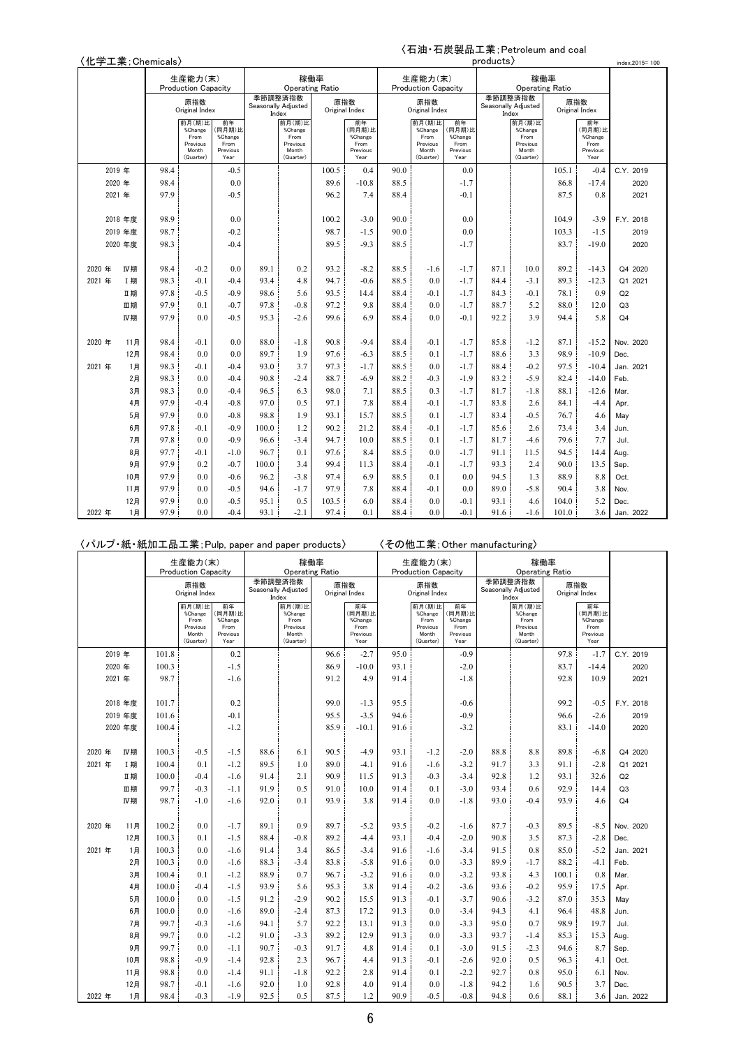〈化学工業;Chemicals〉 〈石油・石炭製品工業;Petroleum and coal products〉 index,2015= 100

| | 生産能力(末) Production Capacity 原指数 Original Index | 前月(期)比 %Change From Previous Month (Quarter) | 前年(同月期)比 %Change From Previous Year | 稼働率 Operating Ratio 季節調整済指数 Seasonally Adjusted Index | 前月(期)比 %Change From Previous Month (Quarter) | 原指数 Original Index | 前年(同月期)比 %Change From Previous Year | 生産能力(末) Production Capacity 原指数 Original Index | 前月(期)比 %Change From Previous Month (Quarter) | 前年(同月期)比 %Change From Previous Year | 稼働率 Operating Ratio 季節調整済指数 Seasonally Adjusted Index | 前月(期)比 %Change From Previous Month (Quarter) | 原指数 Original Index | 前年(同月期)比 %Change From Previous Year | |
|---|---|---|---|---|---|---|---|---|---|---|---|---|---|---|---|
| 2019 年 | 98.4 | | -0.5 | | | 100.5 | 0.4 | 90.0 | | 0.0 | | | 105.1 | -0.4 | C.Y. 2019 |
| 2020 年 | 98.4 | | 0.0 | | | 89.6 | -10.8 | 88.5 | | -1.7 | | | 86.8 | -17.4 | 2020 |
| 2021 年 | 97.9 | | -0.5 | | | 96.2 | 7.4 | 88.4 | | -0.1 | | | 87.5 | 0.8 | 2021 |
| 2018 年度 | 98.9 | | 0.0 | | | 100.2 | -3.0 | 90.0 | | 0.0 | | | 104.9 | -3.9 | F.Y. 2018 |
| 2019 年度 | 98.7 | | -0.2 | | | 98.7 | -1.5 | 90.0 | | 0.0 | | | 103.3 | -1.5 | 2019 |
| 2020 年度 | 98.3 | | -0.4 | | | 89.5 | -9.3 | 88.5 | | -1.7 | | | 83.7 | -19.0 | 2020 |
| 2020 年 Ⅳ期 | 98.4 | -0.2 | 0.0 | 89.1 | 0.2 | 93.2 | -8.2 | 88.5 | -1.6 | -1.7 | 87.1 | 10.0 | 89.2 | -14.3 | Q4 2020 |
| 2021 年 Ⅰ期 | 98.3 | -0.1 | -0.4 | 93.4 | 4.8 | 94.7 | -0.6 | 88.5 | 0.0 | -1.7 | 84.4 | -3.1 | 89.3 | -12.3 | Q1 2021 |
| Ⅱ期 | 97.8 | -0.5 | -0.9 | 98.6 | 5.6 | 93.5 | 14.4 | 88.4 | -0.1 | -1.7 | 84.3 | -0.1 | 78.1 | 0.9 | Q2 |
| Ⅲ期 | 97.9 | 0.1 | -0.7 | 97.8 | -0.8 | 97.2 | 9.8 | 88.4 | 0.0 | -1.7 | 88.7 | 5.2 | 88.0 | 12.0 | Q3 |
| Ⅳ期 | 97.9 | 0.0 | -0.5 | 95.3 | -2.6 | 99.6 | 6.9 | 88.4 | 0.0 | -0.1 | 92.2 | 3.9 | 94.4 | 5.8 | Q4 |
| 2020 年 11月 | 98.4 | -0.1 | 0.0 | 88.0 | -1.8 | 90.8 | -9.4 | 88.4 | -0.1 | -1.7 | 85.8 | -1.2 | 87.1 | -15.2 | Nov. 2020 |
| 12月 | 98.4 | 0.0 | 0.0 | 89.7 | 1.9 | 97.6 | -6.3 | 88.5 | 0.1 | -1.7 | 88.6 | 3.3 | 98.9 | -10.9 | Dec. |
| 2021 年 1月 | 98.3 | -0.1 | -0.4 | 93.0 | 3.7 | 97.3 | -1.7 | 88.5 | 0.0 | -1.7 | 88.4 | -0.2 | 97.5 | -10.4 | Jan. 2021 |
| 2月 | 98.3 | 0.0 | -0.4 | 90.8 | -2.4 | 88.7 | -6.9 | 88.2 | -0.3 | -1.9 | 83.2 | -5.9 | 82.4 | -14.0 | Feb. |
| 3月 | 98.3 | 0.0 | -0.4 | 96.5 | 6.3 | 98.0 | 7.1 | 88.5 | 0.3 | -1.7 | 81.7 | -1.8 | 88.1 | -12.6 | Mar. |
| 4月 | 97.9 | -0.4 | -0.8 | 97.0 | 0.5 | 97.1 | 7.8 | 88.4 | -0.1 | -1.7 | 83.8 | 2.6 | 84.1 | -4.4 | Apr. |
| 5月 | 97.9 | 0.0 | -0.8 | 98.8 | 1.9 | 93.1 | 15.7 | 88.5 | 0.1 | -1.7 | 83.4 | -0.5 | 76.7 | 4.6 | May |
| 6月 | 97.8 | -0.1 | -0.9 | 100.0 | 1.2 | 90.2 | 21.2 | 88.4 | -0.1 | -1.7 | 85.6 | 2.6 | 73.4 | 3.4 | Jun. |
| 7月 | 97.8 | 0.0 | -0.9 | 96.6 | -3.4 | 94.7 | 10.0 | 88.5 | 0.1 | -1.7 | 81.7 | -4.6 | 79.6 | 7.7 | Jul. |
| 8月 | 97.7 | -0.1 | -1.0 | 96.7 | 0.1 | 97.6 | 8.4 | 88.5 | 0.0 | -1.7 | 91.1 | 11.5 | 94.5 | 14.4 | Aug. |
| 9月 | 97.9 | 0.2 | -0.7 | 100.0 | 3.4 | 99.4 | 11.3 | 88.4 | -0.1 | -1.7 | 93.3 | 2.4 | 90.0 | 13.5 | Sep. |
| 10月 | 97.9 | 0.0 | -0.6 | 96.2 | -3.8 | 97.4 | 6.9 | 88.5 | 0.1 | 0.0 | 94.5 | 1.3 | 88.9 | 8.8 | Oct. |
| 11月 | 97.9 | 0.0 | -0.5 | 94.6 | -1.7 | 97.9 | 7.8 | 88.4 | -0.1 | 0.0 | 89.0 | -5.8 | 90.4 | 3.8 | Nov. |
| 12月 | 97.9 | 0.0 | -0.5 | 95.1 | 0.5 | 103.5 | 6.0 | 88.4 | 0.0 | -0.1 | 93.1 | 4.6 | 104.0 | 5.2 | Dec. |
| 2022 年 1月 | 97.9 | 0.0 | -0.4 | 93.1 | -2.1 | 97.4 | 0.1 | 88.4 | 0.0 | -0.1 | 91.6 | -1.6 | 101.0 | 3.6 | Jan. 2022 |

〈パルプ・紙・紙加工品工業;Pulp, paper and paper products〉 〈その他工業;Other manufacturing〉

| | 生産能力(末) Production Capacity 原指数 Original Index | 前月(期)比 %Change From Previous Month (Quarter) | 前年(同月期)比 %Change From Previous Year | 稼働率 Operating Ratio 季節調整済指数 Seasonally Adjusted Index | 前月(期)比 %Change From Previous Month (Quarter) | 原指数 Original Index | 前年(同月期)比 %Change From Previous Year | 生産能力(末) Production Capacity 原指数 Original Index | 前月(期)比 %Change From Previous Month (Quarter) | 前年(同月期)比 %Change From Previous Year | 稼働率 Operating Ratio 季節調整済指数 Seasonally Adjusted Index | 前月(期)比 %Change From Previous Month (Quarter) | 原指数 Original Index | 前年(同月期)比 %Change From Previous Year | |
|---|---|---|---|---|---|---|---|---|---|---|---|---|---|---|---|
| 2019 年 | 101.8 | | 0.2 | | | 96.6 | -2.7 | 95.0 | | -0.9 | | | 97.8 | -1.7 | C.Y. 2019 |
| 2020 年 | 100.3 | | -1.5 | | | 86.9 | -10.0 | 93.1 | | -2.0 | | | 83.7 | -14.4 | 2020 |
| 2021 年 | 98.7 | | -1.6 | | | 91.2 | 4.9 | 91.4 | | -1.8 | | | 92.8 | 10.9 | 2021 |
| 2018 年度 | 101.7 | | 0.2 | | | 99.0 | -1.3 | 95.5 | | -0.6 | | | 99.2 | -0.5 | F.Y. 2018 |
| 2019 年度 | 101.6 | | -0.1 | | | 95.5 | -3.5 | 94.6 | | -0.9 | | | 96.6 | -2.6 | 2019 |
| 2020 年度 | 100.4 | | -1.2 | | | 85.9 | -10.1 | 91.6 | | -3.2 | | | 83.1 | -14.0 | 2020 |
| 2020 年 Ⅳ期 | 100.3 | -0.5 | -1.5 | 88.6 | 6.1 | 90.5 | -4.9 | 93.1 | -1.2 | -2.0 | 88.8 | 8.8 | 89.8 | -6.8 | Q4 2020 |
| 2021 年 Ⅰ期 | 100.4 | 0.1 | -1.2 | 89.5 | 1.0 | 89.0 | -4.1 | 91.6 | -1.6 | -3.2 | 91.7 | 3.3 | 91.1 | -2.8 | Q1 2021 |
| Ⅱ期 | 100.0 | -0.4 | -1.6 | 91.4 | 2.1 | 90.9 | 11.5 | 91.3 | -0.3 | -3.4 | 92.8 | 1.2 | 93.1 | 32.6 | Q2 |
| Ⅲ期 | 99.7 | -0.3 | -1.1 | 91.9 | 0.5 | 91.0 | 10.0 | 91.4 | 0.1 | -3.0 | 93.4 | 0.6 | 92.9 | 14.4 | Q3 |
| Ⅳ期 | 98.7 | -1.0 | -1.6 | 92.0 | 0.1 | 93.9 | 3.8 | 91.4 | 0.0 | -1.8 | 93.0 | -0.4 | 93.9 | 4.6 | Q4 |
| 2020 年 11月 | 100.2 | 0.0 | -1.7 | 89.1 | 0.9 | 89.7 | -5.2 | 93.5 | -0.2 | -1.6 | 87.7 | -0.3 | 89.5 | -8.5 | Nov. 2020 |
| 12月 | 100.3 | 0.1 | -1.5 | 88.4 | -0.8 | 89.2 | -4.4 | 93.1 | -0.4 | -2.0 | 90.8 | 3.5 | 87.3 | -2.8 | Dec. |
| 2021 年 1月 | 100.3 | 0.0 | -1.6 | 91.4 | 3.4 | 86.5 | -3.4 | 91.6 | -1.6 | -3.4 | 91.5 | 0.8 | 85.0 | -5.2 | Jan. 2021 |
| 2月 | 100.3 | 0.0 | -1.6 | 88.3 | -3.4 | 83.8 | -5.8 | 91.6 | 0.0 | -3.3 | 89.9 | -1.7 | 88.2 | -4.1 | Feb. |
| 3月 | 100.4 | 0.1 | -1.2 | 88.9 | 0.7 | 96.7 | -3.2 | 91.6 | 0.0 | -3.2 | 93.8 | 4.3 | 100.1 | 0.8 | Mar. |
| 4月 | 100.0 | -0.4 | -1.5 | 93.9 | 5.6 | 95.3 | 3.8 | 91.4 | -0.2 | -3.6 | 93.6 | -0.2 | 95.9 | 17.5 | Apr. |
| 5月 | 100.0 | 0.0 | -1.5 | 91.2 | -2.9 | 90.2 | 15.5 | 91.3 | -0.1 | -3.7 | 90.6 | -3.2 | 87.0 | 35.3 | May |
| 6月 | 100.0 | 0.0 | -1.6 | 89.0 | -2.4 | 87.3 | 17.2 | 91.3 | 0.0 | -3.4 | 94.3 | 4.1 | 96.4 | 48.8 | Jun. |
| 7月 | 99.7 | -0.3 | -1.6 | 94.1 | 5.7 | 92.2 | 13.1 | 91.3 | 0.0 | -3.3 | 95.0 | 0.7 | 98.9 | 19.7 | Jul. |
| 8月 | 99.7 | 0.0 | -1.2 | 91.0 | -3.3 | 89.2 | 12.9 | 91.3 | 0.0 | -3.3 | 93.7 | -1.4 | 85.3 | 15.3 | Aug. |
| 9月 | 99.7 | 0.0 | -1.1 | 90.7 | -0.3 | 91.7 | 4.8 | 91.4 | 0.1 | -3.0 | 91.5 | -2.3 | 94.6 | 8.7 | Sep. |
| 10月 | 98.8 | -0.9 | -1.4 | 92.8 | 2.3 | 96.7 | 4.4 | 91.3 | -0.1 | -2.6 | 92.0 | 0.5 | 96.3 | 4.1 | Oct. |
| 11月 | 98.8 | 0.0 | -1.4 | 91.1 | -1.8 | 92.2 | 2.8 | 91.4 | 0.1 | -2.2 | 92.7 | 0.8 | 95.0 | 6.1 | Nov. |
| 12月 | 98.7 | -0.1 | -1.6 | 92.0 | 1.0 | 92.8 | 4.0 | 91.4 | 0.0 | -1.8 | 94.2 | 1.6 | 90.5 | 3.7 | Dec. |
| 2022 年 1月 | 98.4 | -0.3 | -1.9 | 92.5 | 0.5 | 87.5 | 1.2 | 90.9 | -0.5 | -0.8 | 94.8 | 0.6 | 88.1 | 3.6 | Jan. 2022 |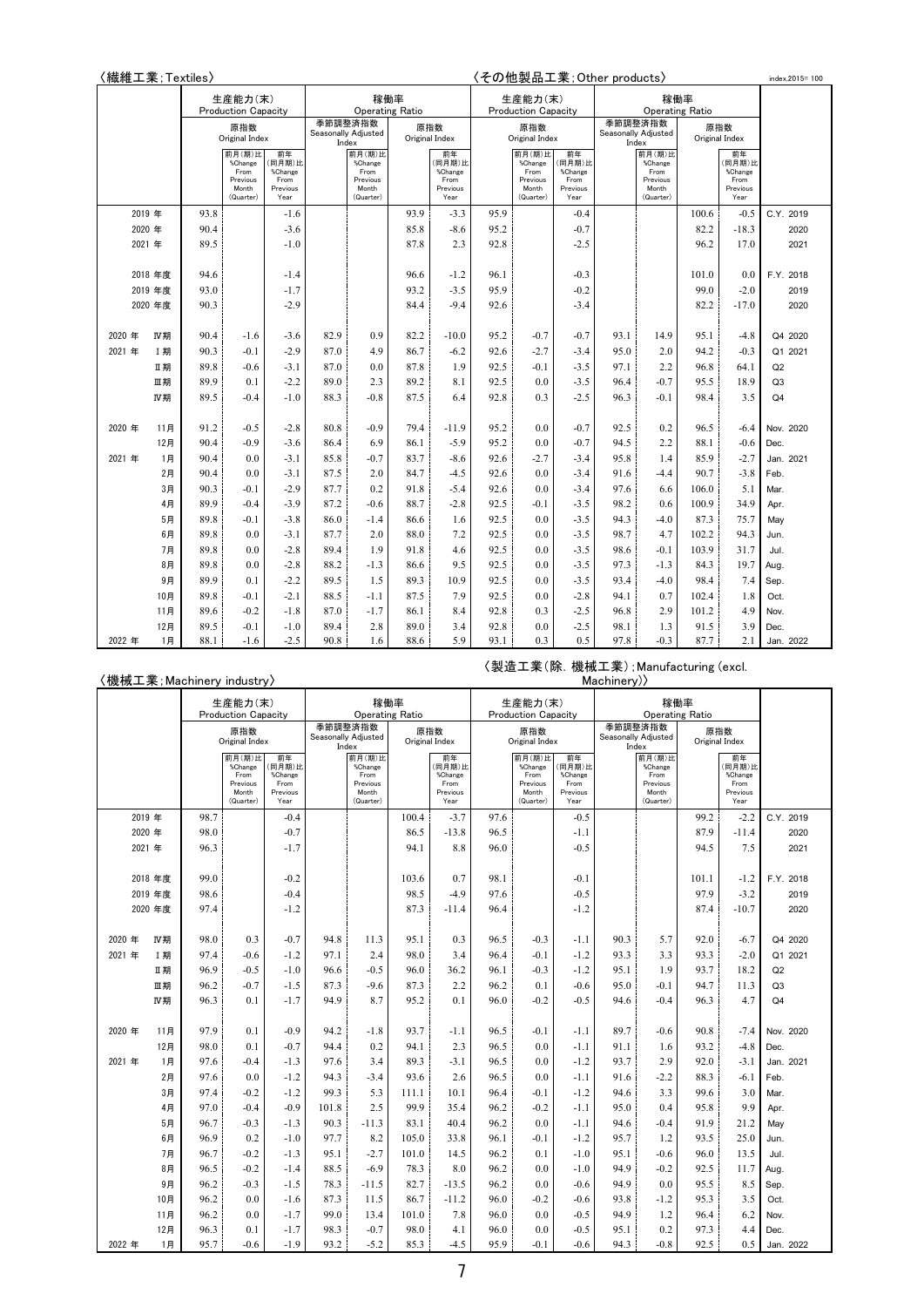index,2015= 100

〈繊維工業;Textiles〉 / 〈その他製品工業;Other products〉

| | 繊維工業 生産能力(末) Production Capacity 原指数 Original Index | 前月(期)比 %Change From Previous Month (Quarter) | 前年(同月期)比 %Change From Previous Year | 稼働率 Operating Ratio 季節調整済指数 Seasonally Adjusted Index | 前月(期)比 %Change From Previous Month (Quarter) | 原指数 Original Index | 前年(同月期)比 %Change From Previous Year | その他製品工業 生産能力(末) Production Capacity 原指数 Original Index | 前月(期)比 %Change From Previous Month (Quarter) | 前年(同月期)比 %Change From Previous Year | 稼働率 Operating Ratio 季節調整済指数 Seasonally Adjusted Index | 前月(期)比 %Change From Previous Month (Quarter) | 原指数 Original Index | 前年(同月期)比 %Change From Previous Year | |
|---|---|---|---|---|---|---|---|---|---|---|---|---|---|---|---|
| 2019 年 | 93.8 | | -1.6 | | | 93.9 | -3.3 | 95.9 | | -0.4 | | | 100.6 | -0.5 | C.Y. 2019 |
| 2020 年 | 90.4 | | -3.6 | | | 85.8 | -8.6 | 95.2 | | -0.7 | | | 82.2 | -18.3 | 2020 |
| 2021 年 | 89.5 | | -1.0 | | | 87.8 | 2.3 | 92.8 | | -2.5 | | | 96.2 | 17.0 | 2021 |
| 2018 年度 | 94.6 | | -1.4 | | | 96.6 | -1.2 | 96.1 | | -0.3 | | | 101.0 | 0.0 | F.Y. 2018 |
| 2019 年度 | 93.0 | | -1.7 | | | 93.2 | -3.5 | 95.9 | | -0.2 | | | 99.0 | -2.0 | 2019 |
| 2020 年度 | 90.3 | | -2.9 | | | 84.4 | -9.4 | 92.6 | | -3.4 | | | 82.2 | -17.0 | 2020 |
| 2020 年 Ⅳ期 | 90.4 | -1.6 | -3.6 | 82.9 | 0.9 | 82.2 | -10.0 | 95.2 | -0.7 | -0.7 | 93.1 | 14.9 | 95.1 | -4.8 | Q4 2020 |
| 2021 年 Ⅰ期 | 90.3 | -0.1 | -2.9 | 87.0 | 4.9 | 86.7 | -6.2 | 92.6 | -2.7 | -3.4 | 95.0 | 2.0 | 94.2 | -0.3 | Q1 2021 |
| Ⅱ期 | 89.8 | -0.6 | -3.1 | 87.0 | 0.0 | 87.8 | 1.9 | 92.5 | -0.1 | -3.5 | 97.1 | 2.2 | 96.8 | 64.1 | Q2 |
| Ⅲ期 | 89.9 | 0.1 | -2.2 | 89.0 | 2.3 | 89.2 | 8.1 | 92.5 | 0.0 | -3.5 | 96.4 | -0.7 | 95.5 | 18.9 | Q3 |
| Ⅳ期 | 89.5 | -0.4 | -1.0 | 88.3 | -0.8 | 87.5 | 6.4 | 92.8 | 0.3 | -2.5 | 96.3 | -0.1 | 98.4 | 3.5 | Q4 |
| 2020 年 11月 | 91.2 | -0.5 | -2.8 | 80.8 | -0.9 | 79.4 | -11.9 | 95.2 | 0.0 | -0.7 | 92.5 | 0.2 | 96.5 | -6.4 | Nov. 2020 |
| 12月 | 90.4 | -0.9 | -3.6 | 86.4 | 6.9 | 86.1 | -5.9 | 95.2 | 0.0 | -0.7 | 94.5 | 2.2 | 88.1 | -0.6 | Dec. |
| 2021 年 1月 | 90.4 | 0.0 | -3.1 | 85.8 | -0.7 | 83.7 | -8.6 | 92.6 | -2.7 | -3.4 | 95.8 | 1.4 | 85.9 | -2.7 | Jan. 2021 |
| 2月 | 90.4 | 0.0 | -3.1 | 87.5 | 2.0 | 84.7 | -4.5 | 92.6 | 0.0 | -3.4 | 91.6 | -4.4 | 90.7 | -3.8 | Feb. |
| 3月 | 90.3 | -0.1 | -2.9 | 87.7 | 0.2 | 91.8 | -5.4 | 92.6 | 0.0 | -3.4 | 97.6 | 6.6 | 106.0 | 5.1 | Mar. |
| 4月 | 89.9 | -0.4 | -3.9 | 87.2 | -0.6 | 88.7 | -2.8 | 92.5 | -0.1 | -3.5 | 98.2 | 0.6 | 100.9 | 34.9 | Apr. |
| 5月 | 89.8 | -0.1 | -3.8 | 86.0 | -1.4 | 86.6 | 1.6 | 92.5 | 0.0 | -3.5 | 94.3 | -4.0 | 87.3 | 75.7 | May |
| 6月 | 89.8 | 0.0 | -3.1 | 87.7 | 2.0 | 88.0 | 7.2 | 92.5 | 0.0 | -3.5 | 98.7 | 4.7 | 102.2 | 94.3 | Jun. |
| 7月 | 89.8 | 0.0 | -2.8 | 89.4 | 1.9 | 91.8 | 4.6 | 92.5 | 0.0 | -3.5 | 98.6 | -0.1 | 103.9 | 31.7 | Jul. |
| 8月 | 89.8 | 0.0 | -2.8 | 88.2 | -1.3 | 86.6 | 9.5 | 92.5 | 0.0 | -3.5 | 97.3 | -1.3 | 84.3 | 19.7 | Aug. |
| 9月 | 89.9 | 0.1 | -2.2 | 89.5 | 1.5 | 89.3 | 10.9 | 92.5 | 0.0 | -3.5 | 93.4 | -4.0 | 98.4 | 7.4 | Sep. |
| 10月 | 89.8 | -0.1 | -2.1 | 88.5 | -1.1 | 87.5 | 7.9 | 92.5 | 0.0 | -2.8 | 94.1 | 0.7 | 102.4 | 1.8 | Oct. |
| 11月 | 89.6 | -0.2 | -1.8 | 87.0 | -1.7 | 86.1 | 8.4 | 92.8 | 0.3 | -2.5 | 96.8 | 2.9 | 101.2 | 4.9 | Nov. |
| 12月 | 89.5 | -0.1 | -1.0 | 89.4 | 2.8 | 89.0 | 3.4 | 92.8 | 0.0 | -2.5 | 98.1 | 1.3 | 91.5 | 3.9 | Dec. |
| 2022 年 1月 | 88.1 | -1.6 | -2.5 | 90.8 | 1.6 | 88.6 | 5.9 | 93.1 | 0.3 | 0.5 | 97.8 | -0.3 | 87.7 | 2.1 | Jan. 2022 |

〈機械工業;Machinery industry〉 / 〈製造工業(除. 機械工業);Manufacturing (excl. Machinery)〉

| | 機械工業 生産能力(末) Production Capacity 原指数 Original Index | 前月(期)比 %Change From Previous Month (Quarter) | 前年(同月期)比 %Change From Previous Year | 稼働率 Operating Ratio 季節調整済指数 Seasonally Adjusted Index | 前月(期)比 %Change From Previous Month (Quarter) | 原指数 Original Index | 前年(同月期)比 %Change From Previous Year | 製造工業(除. 機械工業) 生産能力(末) Production Capacity 原指数 Original Index | 前月(期)比 %Change From Previous Month (Quarter) | 前年(同月期)比 %Change From Previous Year | 稼働率 Operating Ratio 季節調整済指数 Seasonally Adjusted Index | 前月(期)比 %Change From Previous Month (Quarter) | 原指数 Original Index | 前年(同月期)比 %Change From Previous Year | |
|---|---|---|---|---|---|---|---|---|---|---|---|---|---|---|---|
| 2019 年 | 98.7 | | -0.4 | | | 100.4 | -3.7 | 97.6 | | -0.5 | | | 99.2 | -2.2 | C.Y. 2019 |
| 2020 年 | 98.0 | | -0.7 | | | 86.5 | -13.8 | 96.5 | | -1.1 | | | 87.9 | -11.4 | 2020 |
| 2021 年 | 96.3 | | -1.7 | | | 94.1 | 8.8 | 96.0 | | -0.5 | | | 94.5 | 7.5 | 2021 |
| 2018 年度 | 99.0 | | -0.2 | | | 103.6 | 0.7 | 98.1 | | -0.1 | | | 101.1 | -1.2 | F.Y. 2018 |
| 2019 年度 | 98.6 | | -0.4 | | | 98.5 | -4.9 | 97.6 | | -0.5 | | | 97.9 | -3.2 | 2019 |
| 2020 年度 | 97.4 | | -1.2 | | | 87.3 | -11.4 | 96.4 | | -1.2 | | | 87.4 | -10.7 | 2020 |
| 2020 年 Ⅳ期 | 98.0 | 0.3 | -0.7 | 94.8 | 11.3 | 95.1 | 0.3 | 96.5 | -0.3 | -1.1 | 90.3 | 5.7 | 92.0 | -6.7 | Q4 2020 |
| 2021 年 Ⅰ期 | 97.4 | -0.6 | -1.2 | 97.1 | 2.4 | 98.0 | 3.4 | 96.4 | -0.1 | -1.2 | 93.3 | 3.3 | 93.3 | -2.0 | Q1 2021 |
| Ⅱ期 | 96.9 | -0.5 | -1.0 | 96.6 | -0.5 | 96.0 | 36.2 | 96.1 | -0.3 | -1.2 | 95.1 | 1.9 | 93.7 | 18.2 | Q2 |
| Ⅲ期 | 96.2 | -0.7 | -1.5 | 87.3 | -9.6 | 87.3 | 2.2 | 96.2 | 0.1 | -0.6 | 95.0 | -0.1 | 94.7 | 11.3 | Q3 |
| Ⅳ期 | 96.3 | 0.1 | -1.7 | 94.9 | 8.7 | 95.2 | 0.1 | 96.0 | -0.2 | -0.5 | 94.6 | -0.4 | 96.3 | 4.7 | Q4 |
| 2020 年 11月 | 97.9 | 0.1 | -0.9 | 94.2 | -1.8 | 93.7 | -1.1 | 96.5 | -0.1 | -1.1 | 89.7 | -0.6 | 90.8 | -7.4 | Nov. 2020 |
| 12月 | 98.0 | 0.1 | -0.7 | 94.4 | 0.2 | 94.1 | 2.3 | 96.5 | 0.0 | -1.1 | 91.1 | 1.6 | 93.2 | -4.8 | Dec. |
| 2021 年 1月 | 97.6 | -0.4 | -1.3 | 97.6 | 3.4 | 89.3 | -3.1 | 96.5 | 0.0 | -1.2 | 93.7 | 2.9 | 92.0 | -3.1 | Jan. 2021 |
| 2月 | 97.6 | 0.0 | -1.2 | 94.3 | -3.4 | 93.6 | 2.6 | 96.5 | 0.0 | -1.1 | 91.6 | -2.2 | 88.3 | -6.1 | Feb. |
| 3月 | 97.4 | -0.2 | -1.2 | 99.3 | 5.3 | 111.1 | 10.1 | 96.4 | -0.1 | -1.2 | 94.6 | 3.3 | 99.6 | 3.0 | Mar. |
| 4月 | 97.0 | -0.4 | -0.9 | 101.8 | 2.5 | 99.9 | 35.4 | 96.2 | -0.2 | -1.1 | 95.0 | 0.4 | 95.8 | 9.9 | Apr. |
| 5月 | 96.7 | -0.3 | -1.3 | 90.3 | -11.3 | 83.1 | 40.4 | 96.2 | 0.0 | -1.1 | 94.6 | -0.4 | 91.9 | 21.2 | May |
| 6月 | 96.9 | 0.2 | -1.0 | 97.7 | 8.2 | 105.0 | 33.8 | 96.1 | -0.1 | -1.2 | 95.7 | 1.2 | 93.5 | 25.0 | Jun. |
| 7月 | 96.7 | -0.2 | -1.3 | 95.1 | -2.7 | 101.0 | 14.5 | 96.2 | 0.1 | -1.0 | 95.1 | -0.6 | 96.0 | 13.5 | Jul. |
| 8月 | 96.5 | -0.2 | -1.4 | 88.5 | -6.9 | 78.3 | 8.0 | 96.2 | 0.0 | -1.0 | 94.9 | -0.2 | 92.5 | 11.7 | Aug. |
| 9月 | 96.2 | -0.3 | -1.5 | 78.3 | -11.5 | 82.7 | -13.5 | 96.2 | 0.0 | -0.6 | 94.9 | 0.0 | 95.5 | 8.5 | Sep. |
| 10月 | 96.2 | 0.0 | -1.6 | 87.3 | 11.5 | 86.7 | -11.2 | 96.0 | -0.2 | -0.6 | 93.8 | -1.2 | 95.3 | 3.5 | Oct. |
| 11月 | 96.2 | 0.0 | -1.7 | 99.0 | 13.4 | 101.0 | 7.8 | 96.0 | 0.0 | -0.5 | 94.9 | 1.2 | 96.4 | 6.2 | Nov. |
| 12月 | 96.3 | 0.1 | -1.7 | 98.3 | -0.7 | 98.0 | 4.1 | 96.0 | 0.0 | -0.5 | 95.1 | 0.2 | 97.3 | 4.4 | Dec. |
| 2022 年 1月 | 95.7 | -0.6 | -1.9 | 93.2 | -5.2 | 85.3 | -4.5 | 95.9 | -0.1 | -0.6 | 94.3 | -0.8 | 92.5 | 0.5 | Jan. 2022 |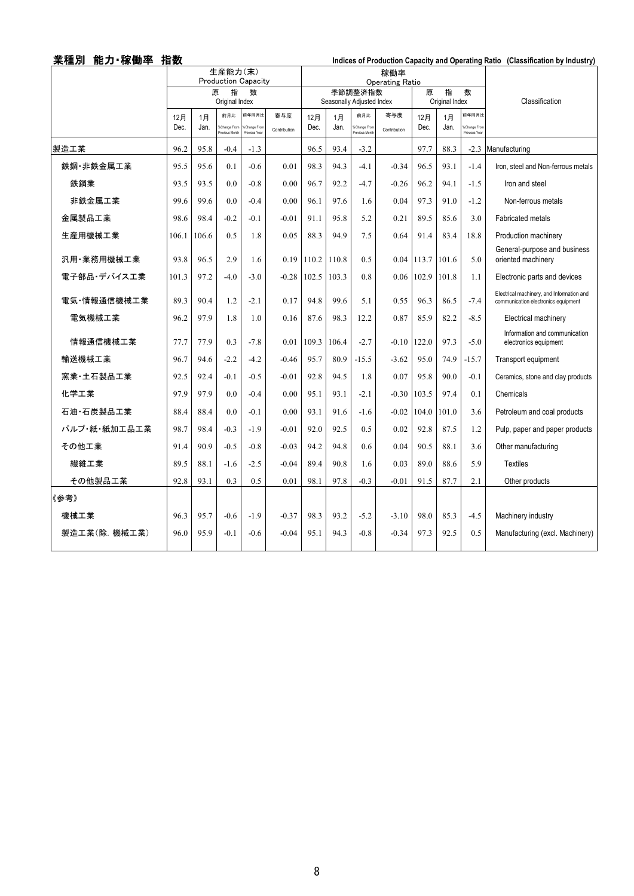## 業種別 能力・稼働率 指数

**Indices of Production Capacity and Operating Ratio (Classification by Industry)**

| | 生産能力（末） Production Capacity | | | | | 稼働率 Operating Ratio | | | | | | | | Classification |
|---|---|---|---|---|---|---|---|---|---|---|---|---|---|---|
| | 原指数 Original Index | | | | | 季節調整済指数 Seasonally Adjusted Index | | | | 原指数 Original Index | | | | |
| | 12月 Dec. | 1月 Jan. | 前月比 %Change From Previous Month | 前年同月比 %Change From Previous Year | 寄与度 Contribution | 12月 Dec. | 1月 Jan. | 前月比 %Change From Previous Month | 寄与度 Contribution | 12月 Dec. | 1月 Jan. | 前年同月比 %Change From Previous Year | | |
| 製造工業 | 96.2 | 95.8 | -0.4 | -1.3 | | 96.5 | 93.4 | -3.2 | | 97.7 | 88.3 | -2.3 | | Manufacturing |
| 鉄鋼・非鉄金属工業 | 95.5 | 95.6 | 0.1 | -0.6 | 0.01 | 98.3 | 94.3 | -4.1 | -0.34 | 96.5 | 93.1 | -1.4 | | Iron, steel and Non-ferrous metals |
| 鉄鋼業 | 93.5 | 93.5 | 0.0 | -0.8 | 0.00 | 96.7 | 92.2 | -4.7 | -0.26 | 96.2 | 94.1 | -1.5 | | Iron and steel |
| 非鉄金属工業 | 99.6 | 99.6 | 0.0 | -0.4 | 0.00 | 96.1 | 97.6 | 1.6 | 0.04 | 97.3 | 91.0 | -1.2 | | Non-ferrous metals |
| 金属製品工業 | 98.6 | 98.4 | -0.2 | -0.1 | -0.01 | 91.1 | 95.8 | 5.2 | 0.21 | 89.5 | 85.6 | 3.0 | | Fabricated metals |
| 生産用機械工業 | 106.1 | 106.6 | 0.5 | 1.8 | 0.05 | 88.3 | 94.9 | 7.5 | 0.64 | 91.4 | 83.4 | 18.8 | | Production machinery |
| 汎用・業務用機械工業 | 93.8 | 96.5 | 2.9 | 1.6 | 0.19 | 110.2 | 110.8 | 0.5 | 0.04 | 113.7 | 101.6 | 5.0 | | General-purpose and business oriented machinery |
| 電子部品・デバイス工業 | 101.3 | 97.2 | -4.0 | -3.0 | -0.28 | 102.5 | 103.3 | 0.8 | 0.06 | 102.9 | 101.8 | 1.1 | | Electronic parts and devices |
| 電気・情報通信機械工業 | 89.3 | 90.4 | 1.2 | -2.1 | 0.17 | 94.8 | 99.6 | 5.1 | 0.55 | 96.3 | 86.5 | -7.4 | | Electrical machinery, and Information and communication electronics equipment |
| 電気機械工業 | 96.2 | 97.9 | 1.8 | 1.0 | 0.16 | 87.6 | 98.3 | 12.2 | 0.87 | 85.9 | 82.2 | -8.5 | | Electrical machinery |
| 情報通信機械工業 | 77.7 | 77.9 | 0.3 | -7.8 | 0.01 | 109.3 | 106.4 | -2.7 | -0.10 | 122.0 | 97.3 | -5.0 | | Information and communication electronics equipment |
| 輸送機械工業 | 96.7 | 94.6 | -2.2 | -4.2 | -0.46 | 95.7 | 80.9 | -15.5 | -3.62 | 95.0 | 74.9 | -15.7 | | Transport equipment |
| 窯業・土石製品工業 | 92.5 | 92.4 | -0.1 | -0.5 | -0.01 | 92.8 | 94.5 | 1.8 | 0.07 | 95.8 | 90.0 | -0.1 | | Ceramics, stone and clay products |
| 化学工業 | 97.9 | 97.9 | 0.0 | -0.4 | 0.00 | 95.1 | 93.1 | -2.1 | -0.30 | 103.5 | 97.4 | 0.1 | | Chemicals |
| 石油・石炭製品工業 | 88.4 | 88.4 | 0.0 | -0.1 | 0.00 | 93.1 | 91.6 | -1.6 | -0.02 | 104.0 | 101.0 | 3.6 | | Petroleum and coal products |
| パルプ・紙・紙加工品工業 | 98.7 | 98.4 | -0.3 | -1.9 | -0.01 | 92.0 | 92.5 | 0.5 | 0.02 | 92.8 | 87.5 | 1.2 | | Pulp, paper and paper products |
| その他工業 | 91.4 | 90.9 | -0.5 | -0.8 | -0.03 | 94.2 | 94.8 | 0.6 | 0.04 | 90.5 | 88.1 | 3.6 | | Other manufacturing |
| 繊維工業 | 89.5 | 88.1 | -1.6 | -2.5 | -0.04 | 89.4 | 90.8 | 1.6 | 0.03 | 89.0 | 88.6 | 5.9 | | Textiles |
| その他製品工業 | 92.8 | 93.1 | 0.3 | 0.5 | 0.01 | 98.1 | 97.8 | -0.3 | -0.01 | 91.5 | 87.7 | 2.1 | | Other products |
| 《参考》 | | | | | | | | | | | | | | |
| 機械工業 | 96.3 | 95.7 | -0.6 | -1.9 | -0.37 | 98.3 | 93.2 | -5.2 | -3.10 | 98.0 | 85.3 | -4.5 | | Machinery industry |
| 製造工業（除. 機械工業） | 96.0 | 95.9 | -0.1 | -0.6 | -0.04 | 95.1 | 94.3 | -0.8 | -0.34 | 97.3 | 92.5 | 0.5 | | Manufacturing (excl. Machinery) |